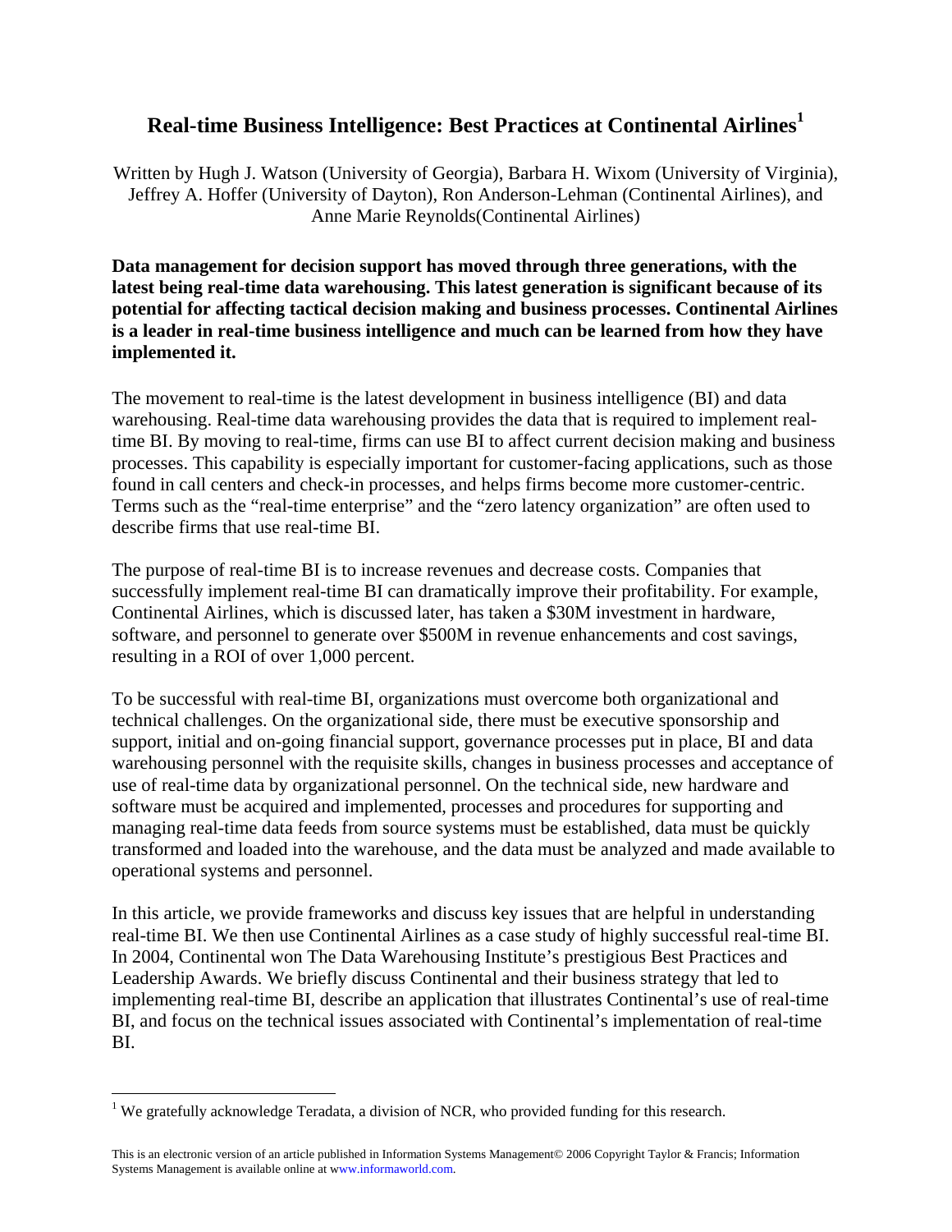# Real-time Business Intelligence: Best Practices at Continental Airlines[1]

Written by Hugh J. Watson (University of Georgia), Barbara H. Wixom (University of Virginia), Jeffrey A. Hoffer (University of Dayton), Ron Anderson-Lehman (Continental Airlines), and Anne Marie Reynolds(Continental Airlines)

**Data management for decision support has moved through three generations, with the latest being real-time data warehousing. This latest generation is significant because of its potential for affecting tactical decision making and business processes. Continental Airlines is a leader in real-time business intelligence and much can be learned from how they have implemented it.**

The movement to real-time is the latest development in business intelligence (BI) and data warehousing. Real-time data warehousing provides the data that is required to implement real-time BI. By moving to real-time, firms can use BI to affect current decision making and business processes. This capability is especially important for customer-facing applications, such as those found in call centers and check-in processes, and helps firms become more customer-centric. Terms such as the "real-time enterprise" and the "zero latency organization" are often used to describe firms that use real-time BI.

The purpose of real-time BI is to increase revenues and decrease costs. Companies that successfully implement real-time BI can dramatically improve their profitability. For example, Continental Airlines, which is discussed later, has taken a $30M investment in hardware, software, and personnel to generate over $500M in revenue enhancements and cost savings, resulting in a ROI of over 1,000 percent.

To be successful with real-time BI, organizations must overcome both organizational and technical challenges. On the organizational side, there must be executive sponsorship and support, initial and on-going financial support, governance processes put in place, BI and data warehousing personnel with the requisite skills, changes in business processes and acceptance of use of real-time data by organizational personnel. On the technical side, new hardware and software must be acquired and implemented, processes and procedures for supporting and managing real-time data feeds from source systems must be established, data must be quickly transformed and loaded into the warehouse, and the data must be analyzed and made available to operational systems and personnel.

In this article, we provide frameworks and discuss key issues that are helpful in understanding real-time BI. We then use Continental Airlines as a case study of highly successful real-time BI. In 2004, Continental won The Data Warehousing Institute's prestigious Best Practices and Leadership Awards. We briefly discuss Continental and their business strategy that led to implementing real-time BI, describe an application that illustrates Continental's use of real-time BI, and focus on the technical issues associated with Continental's implementation of real-time BI.

---

[1] We gratefully acknowledge Teradata, a division of NCR, who provided funding for this research.

This is an electronic version of an article published in Information Systems Management© 2006 Copyright Taylor & Francis; Information Systems Management is available online at www.informaworld.com.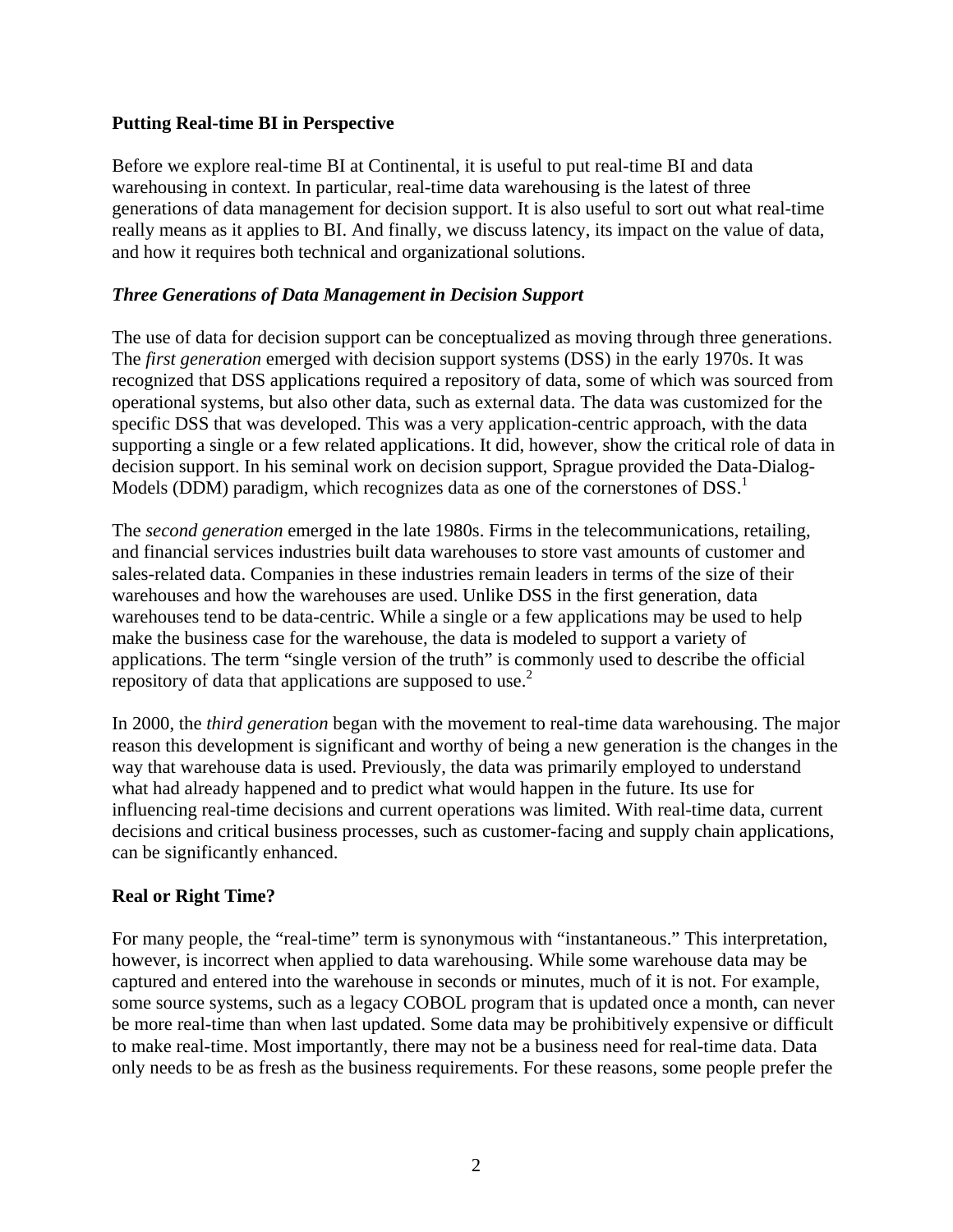## Putting Real-time BI in Perspective

Before we explore real-time BI at Continental, it is useful to put real-time BI and data warehousing in context. In particular, real-time data warehousing is the latest of three generations of data management for decision support. It is also useful to sort out what real-time really means as it applies to BI. And finally, we discuss latency, its impact on the value of data, and how it requires both technical and organizational solutions.

### *Three Generations of Data Management in Decision Support*

The use of data for decision support can be conceptualized as moving through three generations. The *first generation* emerged with decision support systems (DSS) in the early 1970s. It was recognized that DSS applications required a repository of data, some of which was sourced from operational systems, but also other data, such as external data. The data was customized for the specific DSS that was developed. This was a very application-centric approach, with the data supporting a single or a few related applications. It did, however, show the critical role of data in decision support. In his seminal work on decision support, Sprague provided the Data-Dialog-Models (DDM) paradigm, which recognizes data as one of the cornerstones of DSS.[1]

The *second generation* emerged in the late 1980s. Firms in the telecommunications, retailing, and financial services industries built data warehouses to store vast amounts of customer and sales-related data. Companies in these industries remain leaders in terms of the size of their warehouses and how the warehouses are used. Unlike DSS in the first generation, data warehouses tend to be data-centric. While a single or a few applications may be used to help make the business case for the warehouse, the data is modeled to support a variety of applications. The term "single version of the truth" is commonly used to describe the official repository of data that applications are supposed to use.[2]

In 2000, the *third generation* began with the movement to real-time data warehousing. The major reason this development is significant and worthy of being a new generation is the changes in the way that warehouse data is used. Previously, the data was primarily employed to understand what had already happened and to predict what would happen in the future. Its use for influencing real-time decisions and current operations was limited. With real-time data, current decisions and critical business processes, such as customer-facing and supply chain applications, can be significantly enhanced.

## Real or Right Time?

For many people, the "real-time" term is synonymous with "instantaneous." This interpretation, however, is incorrect when applied to data warehousing. While some warehouse data may be captured and entered into the warehouse in seconds or minutes, much of it is not. For example, some source systems, such as a legacy COBOL program that is updated once a month, can never be more real-time than when last updated. Some data may be prohibitively expensive or difficult to make real-time. Most importantly, there may not be a business need for real-time data. Data only needs to be as fresh as the business requirements. For these reasons, some people prefer the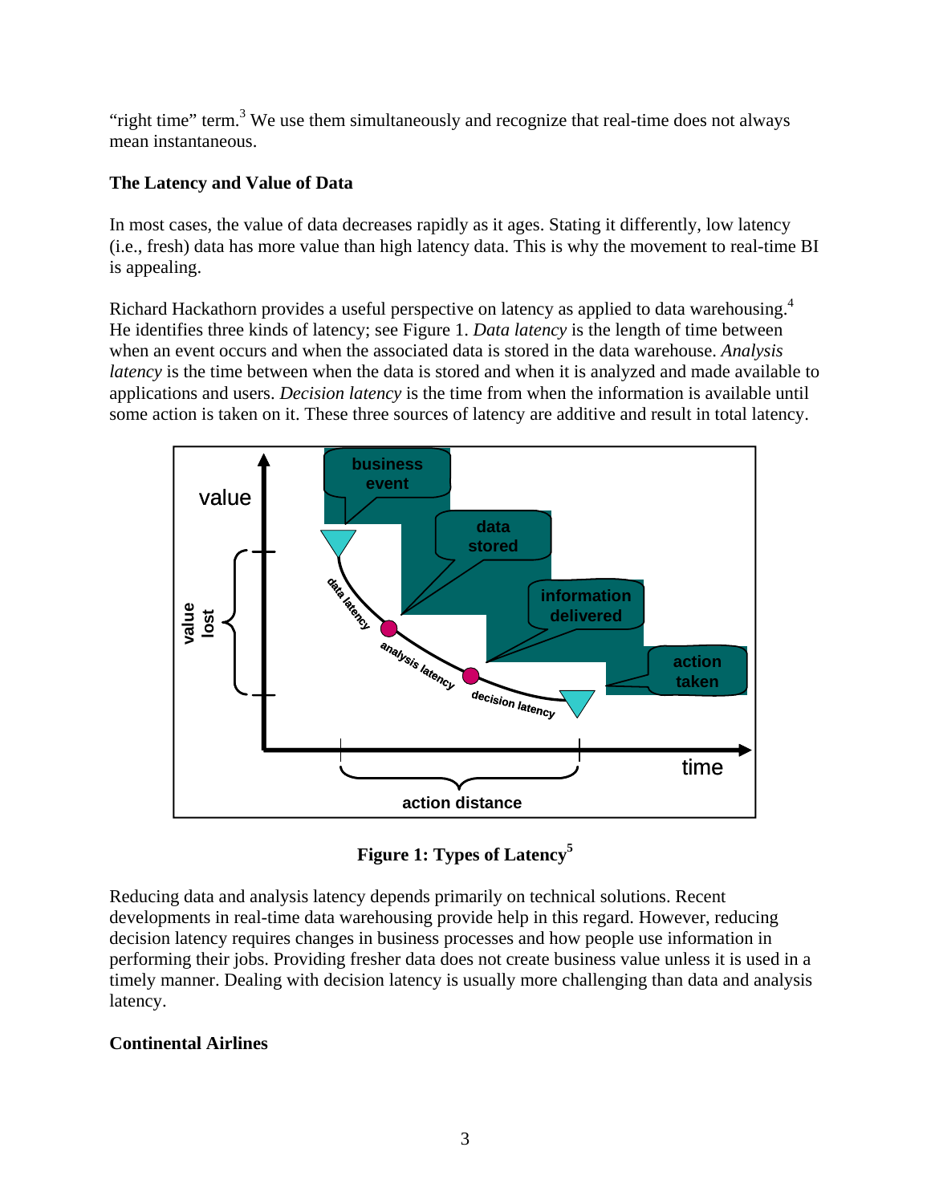"right time" term.[3] We use them simultaneously and recognize that real-time does not always mean instantaneous.

**The Latency and Value of Data**

In most cases, the value of data decreases rapidly as it ages. Stating it differently, low latency (i.e., fresh) data has more value than high latency data. This is why the movement to real-time BI is appealing.

Richard Hackathorn provides a useful perspective on latency as applied to data warehousing.[4] He identifies three kinds of latency; see Figure 1. *Data latency* is the length of time between when an event occurs and when the associated data is stored in the data warehouse. *Analysis latency* is the time between when the data is stored and when it is analyzed and made available to applications and users. *Decision latency* is the time from when the information is available until some action is taken on it. These three sources of latency are additive and result in total latency.

**Figure 1: Types of Latency**[5]

Reducing data and analysis latency depends primarily on technical solutions. Recent developments in real-time data warehousing provide help in this regard. However, reducing decision latency requires changes in business processes and how people use information in performing their jobs. Providing fresher data does not create business value unless it is used in a timely manner. Dealing with decision latency is usually more challenging than data and analysis latency.

**Continental Airlines**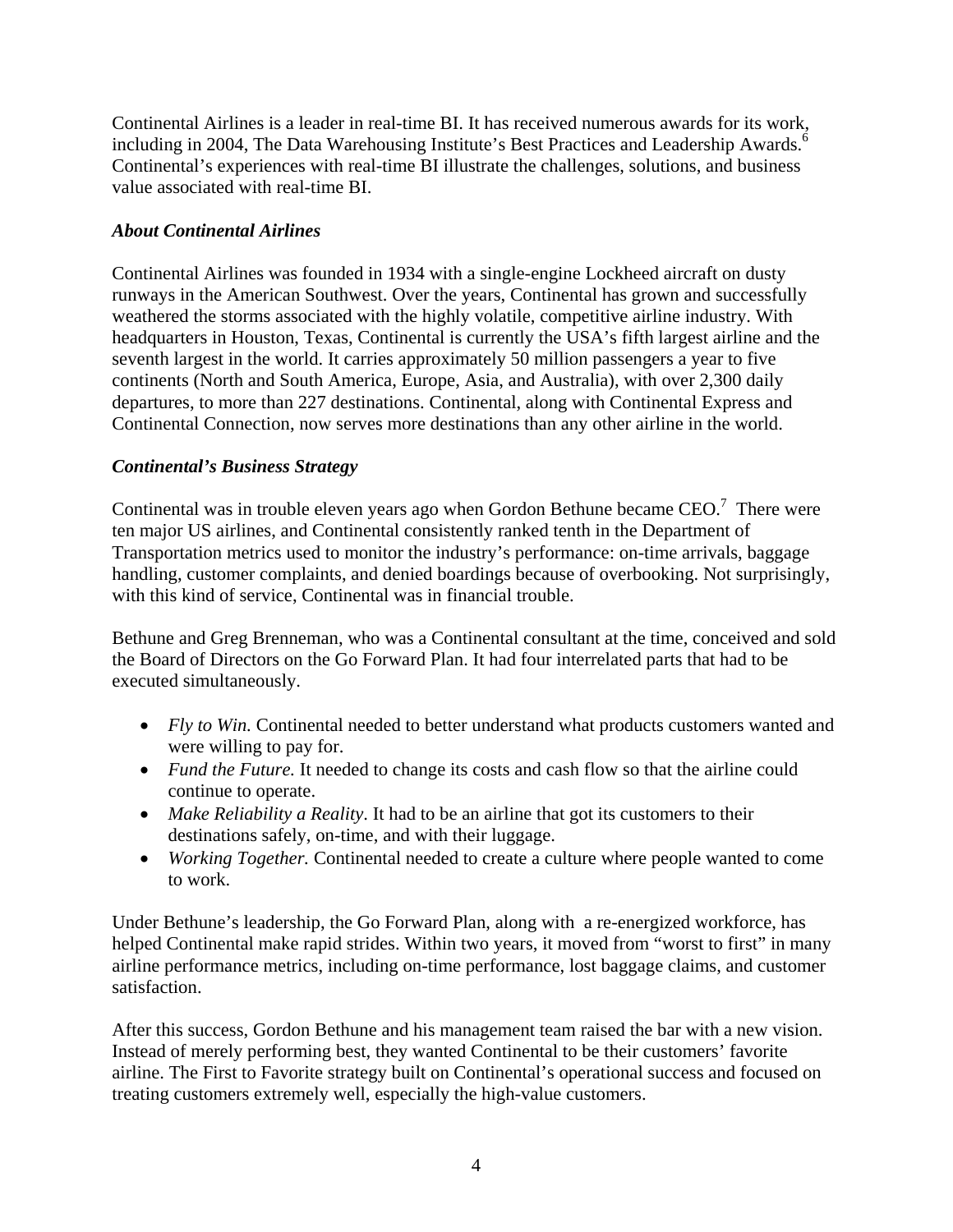Continental Airlines is a leader in real-time BI. It has received numerous awards for its work, including in 2004, The Data Warehousing Institute's Best Practices and Leadership Awards.[6] Continental's experiences with real-time BI illustrate the challenges, solutions, and business value associated with real-time BI.

### *About Continental Airlines*

Continental Airlines was founded in 1934 with a single-engine Lockheed aircraft on dusty runways in the American Southwest. Over the years, Continental has grown and successfully weathered the storms associated with the highly volatile, competitive airline industry. With headquarters in Houston, Texas, Continental is currently the USA's fifth largest airline and the seventh largest in the world. It carries approximately 50 million passengers a year to five continents (North and South America, Europe, Asia, and Australia), with over 2,300 daily departures, to more than 227 destinations. Continental, along with Continental Express and Continental Connection, now serves more destinations than any other airline in the world.

### *Continental's Business Strategy*

Continental was in trouble eleven years ago when Gordon Bethune became CEO.[7] There were ten major US airlines, and Continental consistently ranked tenth in the Department of Transportation metrics used to monitor the industry's performance: on-time arrivals, baggage handling, customer complaints, and denied boardings because of overbooking. Not surprisingly, with this kind of service, Continental was in financial trouble.

Bethune and Greg Brenneman, who was a Continental consultant at the time, conceived and sold the Board of Directors on the Go Forward Plan. It had four interrelated parts that had to be executed simultaneously.

- *Fly to Win.* Continental needed to better understand what products customers wanted and were willing to pay for.
- *Fund the Future.* It needed to change its costs and cash flow so that the airline could continue to operate.
- *Make Reliability a Reality*. It had to be an airline that got its customers to their destinations safely, on-time, and with their luggage.
- *Working Together.* Continental needed to create a culture where people wanted to come to work.

Under Bethune's leadership, the Go Forward Plan, along with a re-energized workforce, has helped Continental make rapid strides. Within two years, it moved from "worst to first" in many airline performance metrics, including on-time performance, lost baggage claims, and customer satisfaction.

After this success, Gordon Bethune and his management team raised the bar with a new vision. Instead of merely performing best, they wanted Continental to be their customers' favorite airline. The First to Favorite strategy built on Continental's operational success and focused on treating customers extremely well, especially the high-value customers.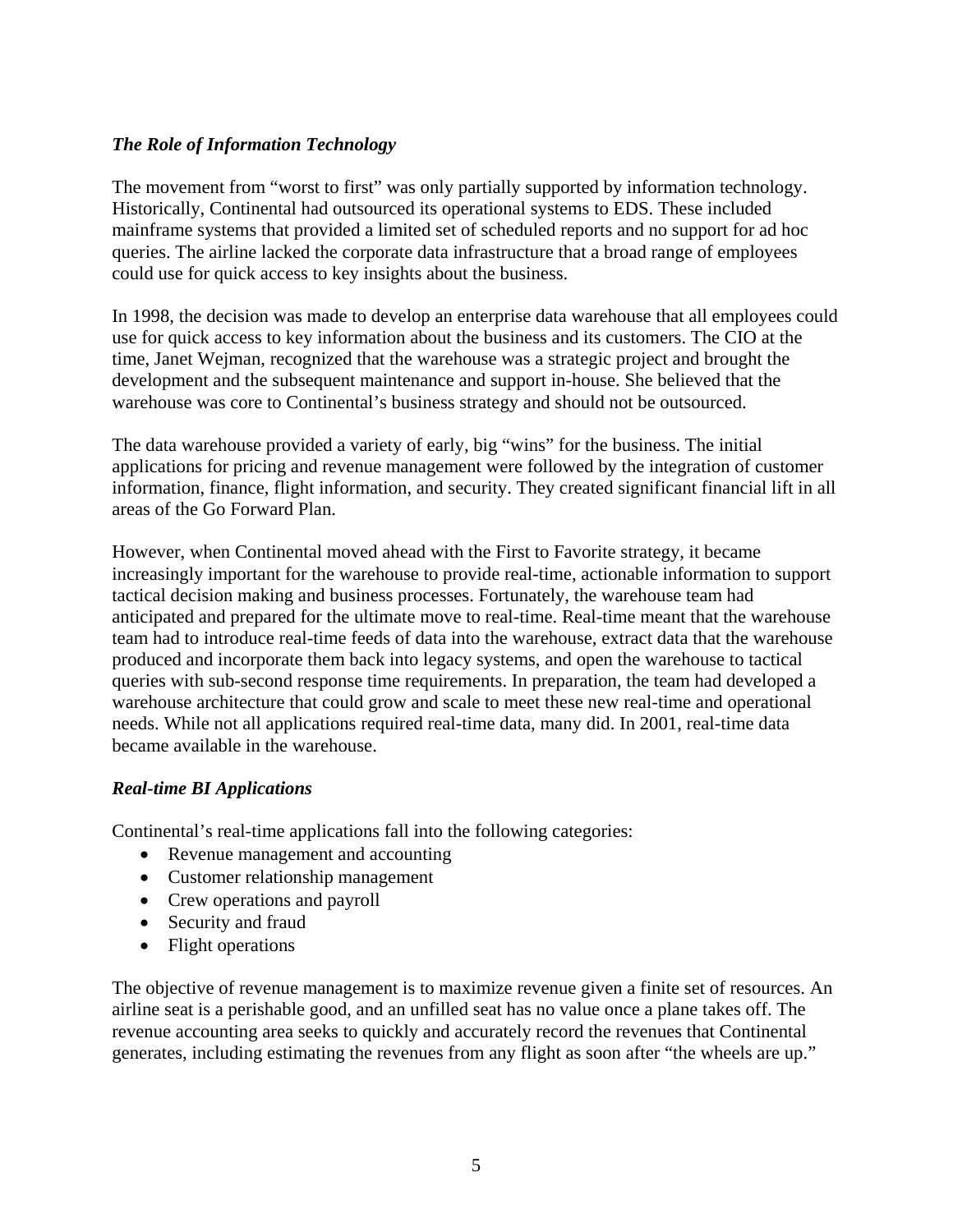### *The Role of Information Technology*

The movement from "worst to first" was only partially supported by information technology. Historically, Continental had outsourced its operational systems to EDS. These included mainframe systems that provided a limited set of scheduled reports and no support for ad hoc queries. The airline lacked the corporate data infrastructure that a broad range of employees could use for quick access to key insights about the business.

In 1998, the decision was made to develop an enterprise data warehouse that all employees could use for quick access to key information about the business and its customers. The CIO at the time, Janet Wejman, recognized that the warehouse was a strategic project and brought the development and the subsequent maintenance and support in-house. She believed that the warehouse was core to Continental's business strategy and should not be outsourced.

The data warehouse provided a variety of early, big "wins" for the business. The initial applications for pricing and revenue management were followed by the integration of customer information, finance, flight information, and security. They created significant financial lift in all areas of the Go Forward Plan.

However, when Continental moved ahead with the First to Favorite strategy, it became increasingly important for the warehouse to provide real-time, actionable information to support tactical decision making and business processes. Fortunately, the warehouse team had anticipated and prepared for the ultimate move to real-time. Real-time meant that the warehouse team had to introduce real-time feeds of data into the warehouse, extract data that the warehouse produced and incorporate them back into legacy systems, and open the warehouse to tactical queries with sub-second response time requirements. In preparation, the team had developed a warehouse architecture that could grow and scale to meet these new real-time and operational needs. While not all applications required real-time data, many did. In 2001, real-time data became available in the warehouse.

### *Real-time BI Applications*

Continental's real-time applications fall into the following categories:

- Revenue management and accounting
- Customer relationship management
- Crew operations and payroll
- Security and fraud
- Flight operations

The objective of revenue management is to maximize revenue given a finite set of resources. An airline seat is a perishable good, and an unfilled seat has no value once a plane takes off. The revenue accounting area seeks to quickly and accurately record the revenues that Continental generates, including estimating the revenues from any flight as soon after "the wheels are up."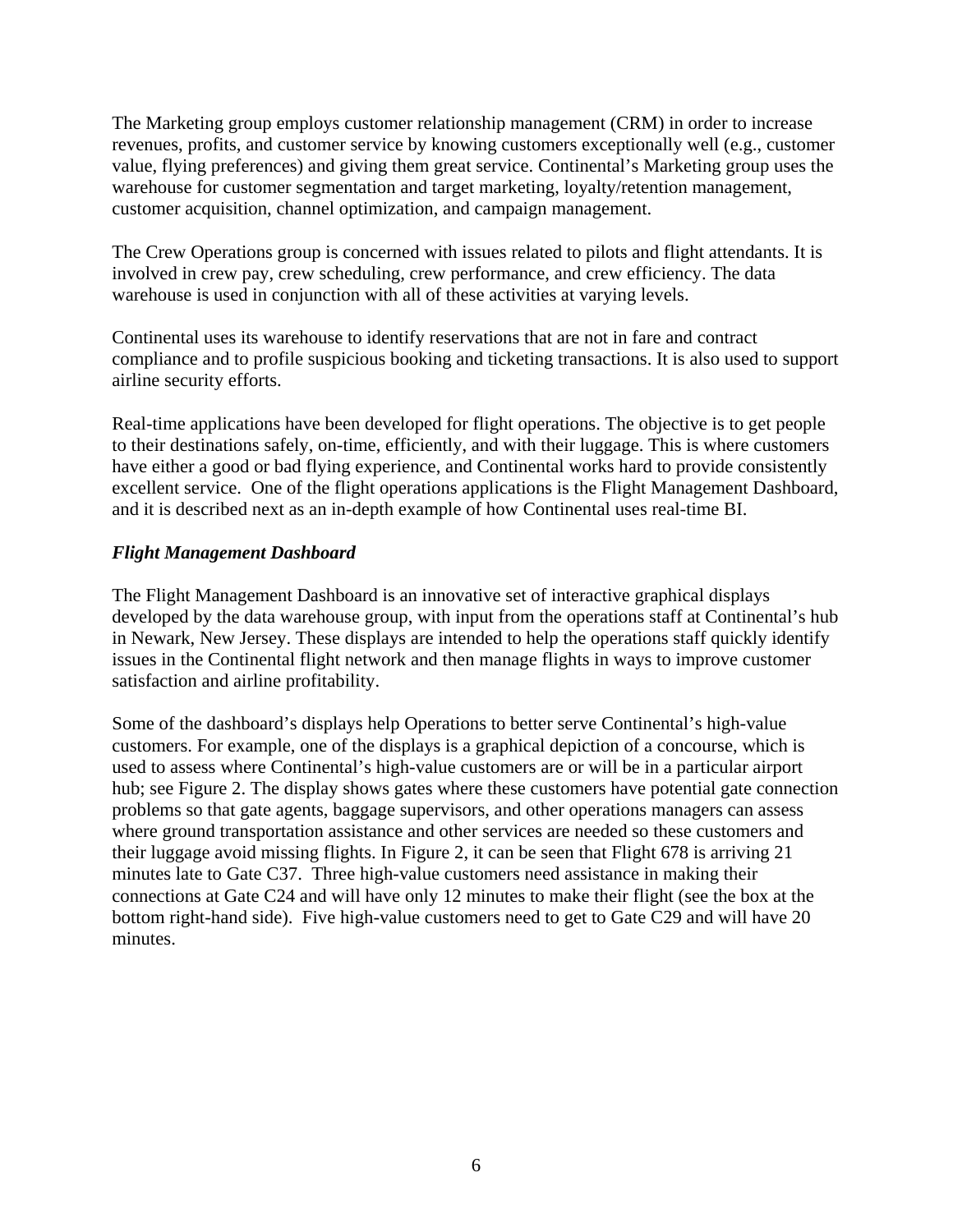The Marketing group employs customer relationship management (CRM) in order to increase revenues, profits, and customer service by knowing customers exceptionally well (e.g., customer value, flying preferences) and giving them great service. Continental's Marketing group uses the warehouse for customer segmentation and target marketing, loyalty/retention management, customer acquisition, channel optimization, and campaign management.

The Crew Operations group is concerned with issues related to pilots and flight attendants. It is involved in crew pay, crew scheduling, crew performance, and crew efficiency. The data warehouse is used in conjunction with all of these activities at varying levels.

Continental uses its warehouse to identify reservations that are not in fare and contract compliance and to profile suspicious booking and ticketing transactions. It is also used to support airline security efforts.

Real-time applications have been developed for flight operations. The objective is to get people to their destinations safely, on-time, efficiently, and with their luggage. This is where customers have either a good or bad flying experience, and Continental works hard to provide consistently excellent service. One of the flight operations applications is the Flight Management Dashboard, and it is described next as an in-depth example of how Continental uses real-time BI.

### *Flight Management Dashboard*

The Flight Management Dashboard is an innovative set of interactive graphical displays developed by the data warehouse group, with input from the operations staff at Continental's hub in Newark, New Jersey. These displays are intended to help the operations staff quickly identify issues in the Continental flight network and then manage flights in ways to improve customer satisfaction and airline profitability.

Some of the dashboard's displays help Operations to better serve Continental's high-value customers. For example, one of the displays is a graphical depiction of a concourse, which is used to assess where Continental's high-value customers are or will be in a particular airport hub; see Figure 2. The display shows gates where these customers have potential gate connection problems so that gate agents, baggage supervisors, and other operations managers can assess where ground transportation assistance and other services are needed so these customers and their luggage avoid missing flights. In Figure 2, it can be seen that Flight 678 is arriving 21 minutes late to Gate C37. Three high-value customers need assistance in making their connections at Gate C24 and will have only 12 minutes to make their flight (see the box at the bottom right-hand side). Five high-value customers need to get to Gate C29 and will have 20 minutes.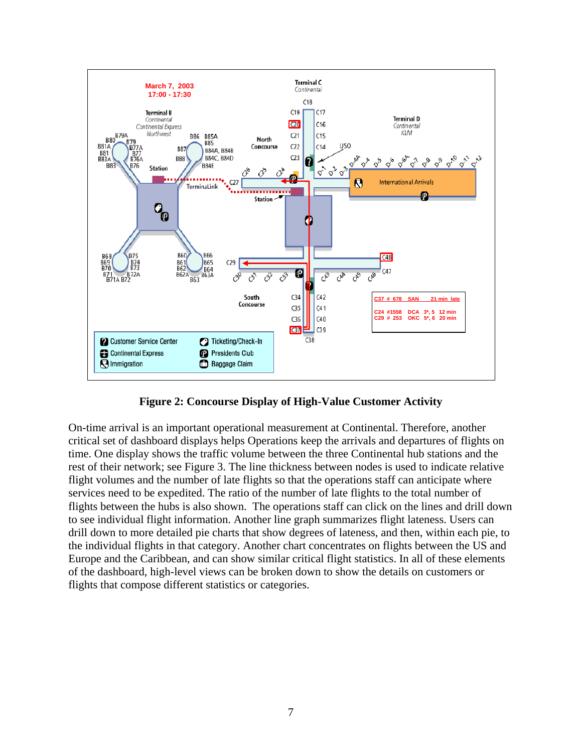**Figure 2: Concourse Display of High-Value Customer Activity**

On-time arrival is an important operational measurement at Continental. Therefore, another critical set of dashboard displays helps Operations keep the arrivals and departures of flights on time. One display shows the traffic volume between the three Continental hub stations and the rest of their network; see Figure 3. The line thickness between nodes is used to indicate relative flight volumes and the number of late flights so that the operations staff can anticipate where services need to be expedited. The ratio of the number of late flights to the total number of flights between the hubs is also shown. The operations staff can click on the lines and drill down to see individual flight information. Another line graph summarizes flight lateness. Users can drill down to more detailed pie charts that show degrees of lateness, and then, within each pie, to the individual flights in that category. Another chart concentrates on flights between the US and Europe and the Caribbean, and can show similar critical flight statistics. In all of these elements of the dashboard, high-level views can be broken down to show the details on customers or flights that compose different statistics or categories.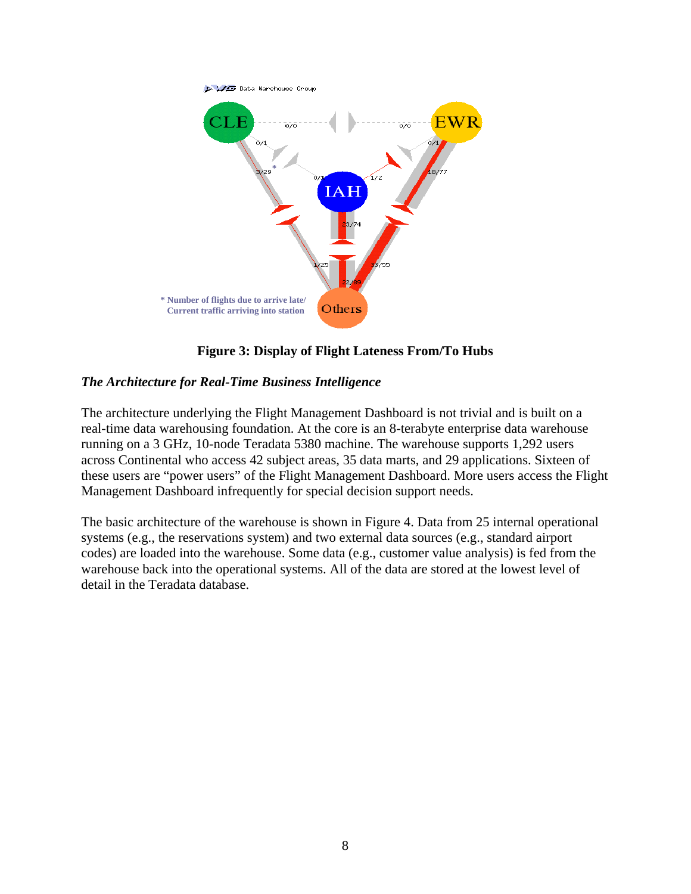**Figure 3: Display of Flight Lateness From/To Hubs**

### *The Architecture for Real-Time Business Intelligence*

The architecture underlying the Flight Management Dashboard is not trivial and is built on a real-time data warehousing foundation. At the core is an 8-terabyte enterprise data warehouse running on a 3 GHz, 10-node Teradata 5380 machine. The warehouse supports 1,292 users across Continental who access 42 subject areas, 35 data marts, and 29 applications. Sixteen of these users are "power users" of the Flight Management Dashboard. More users access the Flight Management Dashboard infrequently for special decision support needs.

The basic architecture of the warehouse is shown in Figure 4. Data from 25 internal operational systems (e.g., the reservations system) and two external data sources (e.g., standard airport codes) are loaded into the warehouse. Some data (e.g., customer value analysis) is fed from the warehouse back into the operational systems. All of the data are stored at the lowest level of detail in the Teradata database.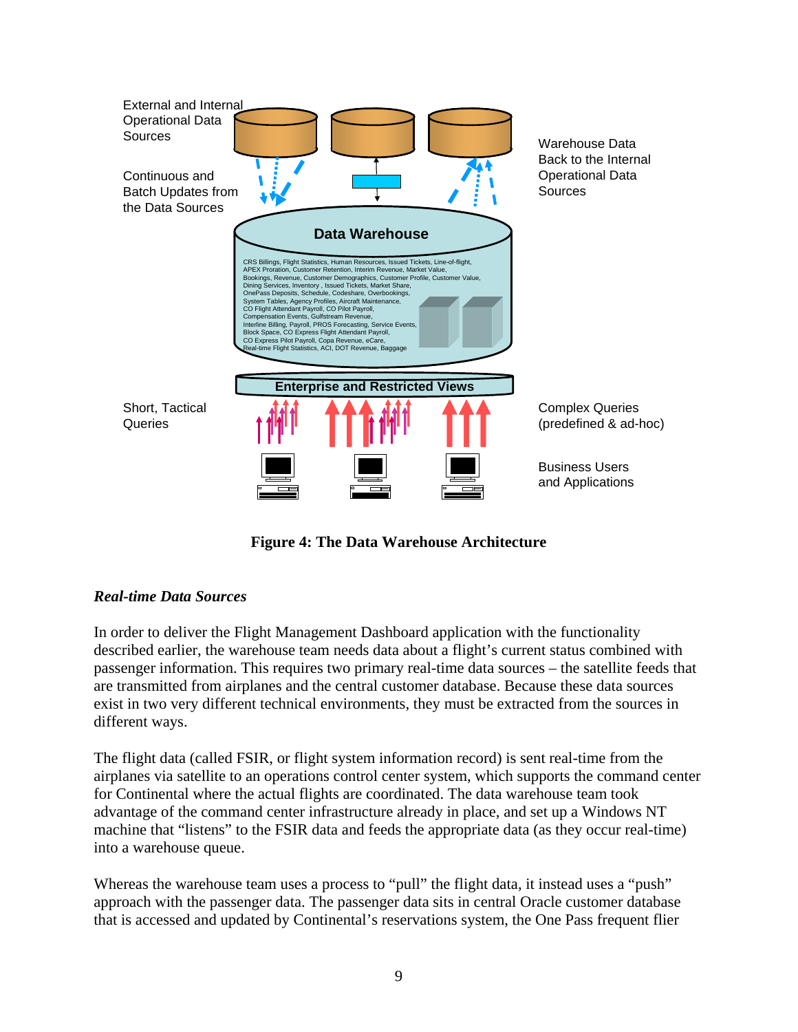External and Internal Operational Data Sources

Continuous and Batch Updates from the Data Sources

Warehouse Data Back to the Internal Operational Data Sources

**Data Warehouse**

CRS Billings, Flight Statistics, Human Resources, Issued Tickets, Line-of-flight, APEX Proration, Customer Retention, Interim Revenue, Market Value, Bookings, Revenue, Customer Demographics, Customer Profile, Customer Value, Dining Services, Inventory , Issued Tickets, Market Share, OnePass Deposits, Schedule, Codeshare, Overbookings, System Tables, Agency Profiles, Aircraft Maintenance, CO Flight Attendant Payroll, CO Pilot Payroll, Compensation Events, Gulfstream Revenue, Interline Billing, Payroll, PROS Forecasting, Service Events, Block Space, CO Express Flight Attendant Payroll, CO Express Pilot Payroll, Copa Revenue, eCare, Real-time Flight Statistics, ACI, DOT Revenue, Baggage

**Enterprise and Restricted Views**

Short, Tactical Queries

Complex Queries (predefined & ad-hoc)

Business Users and Applications

**Figure 4: The Data Warehouse Architecture**

### *Real-time Data Sources*

In order to deliver the Flight Management Dashboard application with the functionality described earlier, the warehouse team needs data about a flight's current status combined with passenger information. This requires two primary real-time data sources – the satellite feeds that are transmitted from airplanes and the central customer database. Because these data sources exist in two very different technical environments, they must be extracted from the sources in different ways.

The flight data (called FSIR, or flight system information record) is sent real-time from the airplanes via satellite to an operations control center system, which supports the command center for Continental where the actual flights are coordinated. The data warehouse team took advantage of the command center infrastructure already in place, and set up a Windows NT machine that "listens" to the FSIR data and feeds the appropriate data (as they occur real-time) into a warehouse queue.

Whereas the warehouse team uses a process to "pull" the flight data, it instead uses a "push" approach with the passenger data. The passenger data sits in central Oracle customer database that is accessed and updated by Continental's reservations system, the One Pass frequent flier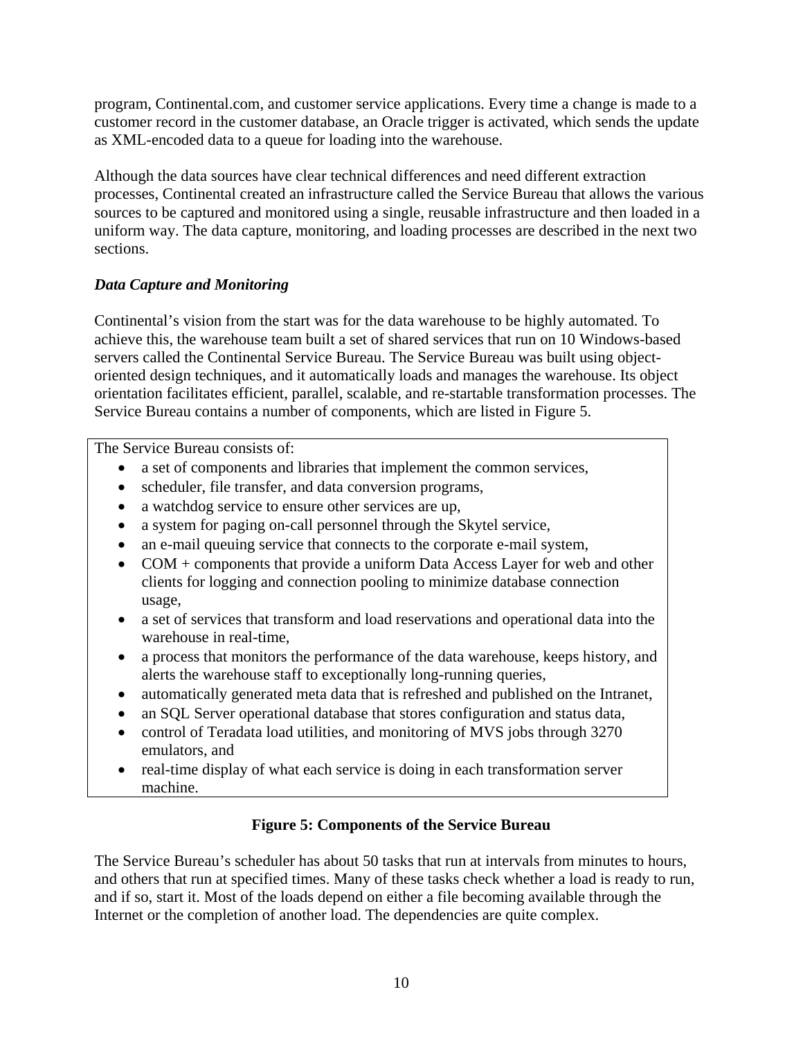program, Continental.com, and customer service applications. Every time a change is made to a customer record in the customer database, an Oracle trigger is activated, which sends the update as XML-encoded data to a queue for loading into the warehouse.

Although the data sources have clear technical differences and need different extraction processes, Continental created an infrastructure called the Service Bureau that allows the various sources to be captured and monitored using a single, reusable infrastructure and then loaded in a uniform way. The data capture, monitoring, and loading processes are described in the next two sections.

### *Data Capture and Monitoring*

Continental's vision from the start was for the data warehouse to be highly automated. To achieve this, the warehouse team built a set of shared services that run on 10 Windows-based servers called the Continental Service Bureau. The Service Bureau was built using object-oriented design techniques, and it automatically loads and manages the warehouse. Its object orientation facilitates efficient, parallel, scalable, and re-startable transformation processes. The Service Bureau contains a number of components, which are listed in Figure 5.

The Service Bureau consists of:

- a set of components and libraries that implement the common services,
- scheduler, file transfer, and data conversion programs,
- a watchdog service to ensure other services are up,
- a system for paging on-call personnel through the Skytel service,
- an e-mail queuing service that connects to the corporate e-mail system,
- COM + components that provide a uniform Data Access Layer for web and other clients for logging and connection pooling to minimize database connection usage,
- a set of services that transform and load reservations and operational data into the warehouse in real-time,
- a process that monitors the performance of the data warehouse, keeps history, and alerts the warehouse staff to exceptionally long-running queries,
- automatically generated meta data that is refreshed and published on the Intranet,
- an SQL Server operational database that stores configuration and status data,
- control of Teradata load utilities, and monitoring of MVS jobs through 3270 emulators, and
- real-time display of what each service is doing in each transformation server machine.

**Figure 5: Components of the Service Bureau**

The Service Bureau's scheduler has about 50 tasks that run at intervals from minutes to hours, and others that run at specified times. Many of these tasks check whether a load is ready to run, and if so, start it. Most of the loads depend on either a file becoming available through the Internet or the completion of another load. The dependencies are quite complex.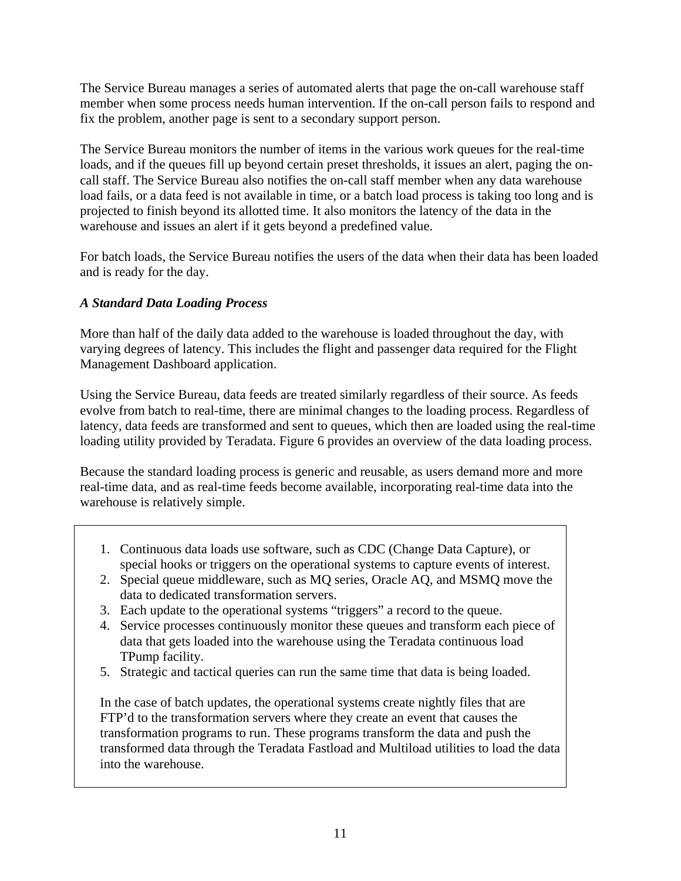The Service Bureau manages a series of automated alerts that page the on-call warehouse staff member when some process needs human intervention. If the on-call person fails to respond and fix the problem, another page is sent to a secondary support person.

The Service Bureau monitors the number of items in the various work queues for the real-time loads, and if the queues fill up beyond certain preset thresholds, it issues an alert, paging the on-call staff. The Service Bureau also notifies the on-call staff member when any data warehouse load fails, or a data feed is not available in time, or a batch load process is taking too long and is projected to finish beyond its allotted time. It also monitors the latency of the data in the warehouse and issues an alert if it gets beyond a predefined value.

For batch loads, the Service Bureau notifies the users of the data when their data has been loaded and is ready for the day.

***A Standard Data Loading Process***

More than half of the daily data added to the warehouse is loaded throughout the day, with varying degrees of latency. This includes the flight and passenger data required for the Flight Management Dashboard application.

Using the Service Bureau, data feeds are treated similarly regardless of their source. As feeds evolve from batch to real-time, there are minimal changes to the loading process. Regardless of latency, data feeds are transformed and sent to queues, which then are loaded using the real-time loading utility provided by Teradata. Figure 6 provides an overview of the data loading process.

Because the standard loading process is generic and reusable, as users demand more and more real-time data, and as real-time feeds become available, incorporating real-time data into the warehouse is relatively simple.

1. Continuous data loads use software, such as CDC (Change Data Capture), or special hooks or triggers on the operational systems to capture events of interest.
2. Special queue middleware, such as MQ series, Oracle AQ, and MSMQ move the data to dedicated transformation servers.
3. Each update to the operational systems "triggers" a record to the queue.
4. Service processes continuously monitor these queues and transform each piece of data that gets loaded into the warehouse using the Teradata continuous load TPump facility.
5. Strategic and tactical queries can run the same time that data is being loaded.

In the case of batch updates, the operational systems create nightly files that are FTP'd to the transformation servers where they create an event that causes the transformation programs to run. These programs transform the data and push the transformed data through the Teradata Fastload and Multiload utilities to load the data into the warehouse.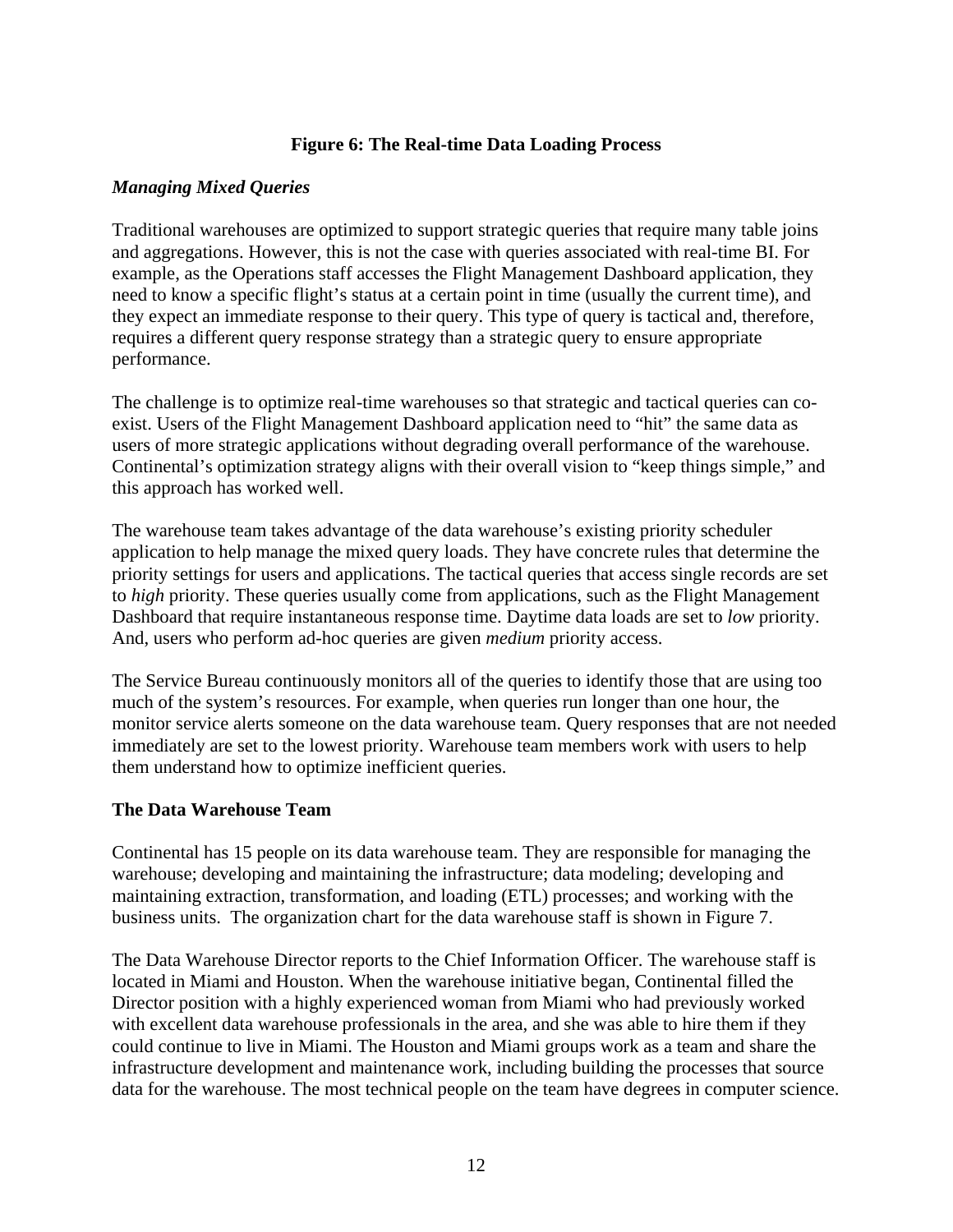**Figure 6: The Real-time Data Loading Process**

### *Managing Mixed Queries*

Traditional warehouses are optimized to support strategic queries that require many table joins and aggregations. However, this is not the case with queries associated with real-time BI. For example, as the Operations staff accesses the Flight Management Dashboard application, they need to know a specific flight's status at a certain point in time (usually the current time), and they expect an immediate response to their query. This type of query is tactical and, therefore, requires a different query response strategy than a strategic query to ensure appropriate performance.

The challenge is to optimize real-time warehouses so that strategic and tactical queries can co-exist. Users of the Flight Management Dashboard application need to "hit" the same data as users of more strategic applications without degrading overall performance of the warehouse. Continental's optimization strategy aligns with their overall vision to "keep things simple," and this approach has worked well.

The warehouse team takes advantage of the data warehouse's existing priority scheduler application to help manage the mixed query loads. They have concrete rules that determine the priority settings for users and applications. The tactical queries that access single records are set to *high* priority. These queries usually come from applications, such as the Flight Management Dashboard that require instantaneous response time. Daytime data loads are set to *low* priority. And, users who perform ad-hoc queries are given *medium* priority access.

The Service Bureau continuously monitors all of the queries to identify those that are using too much of the system's resources. For example, when queries run longer than one hour, the monitor service alerts someone on the data warehouse team. Query responses that are not needed immediately are set to the lowest priority. Warehouse team members work with users to help them understand how to optimize inefficient queries.

## The Data Warehouse Team

Continental has 15 people on its data warehouse team. They are responsible for managing the warehouse; developing and maintaining the infrastructure; data modeling; developing and maintaining extraction, transformation, and loading (ETL) processes; and working with the business units. The organization chart for the data warehouse staff is shown in Figure 7.

The Data Warehouse Director reports to the Chief Information Officer. The warehouse staff is located in Miami and Houston. When the warehouse initiative began, Continental filled the Director position with a highly experienced woman from Miami who had previously worked with excellent data warehouse professionals in the area, and she was able to hire them if they could continue to live in Miami. The Houston and Miami groups work as a team and share the infrastructure development and maintenance work, including building the processes that source data for the warehouse. The most technical people on the team have degrees in computer science.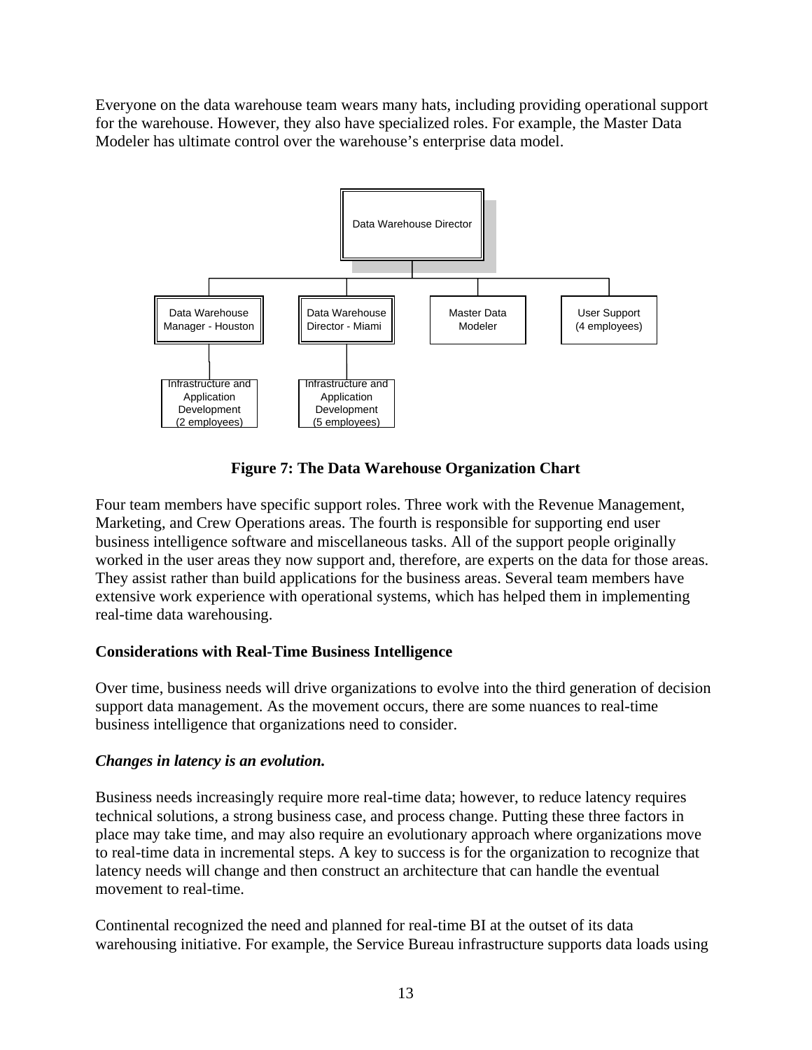Everyone on the data warehouse team wears many hats, including providing operational support for the warehouse. However, they also have specialized roles. For example, the Master Data Modeler has ultimate control over the warehouse's enterprise data model.

**Figure 7: The Data Warehouse Organization Chart**

Four team members have specific support roles. Three work with the Revenue Management, Marketing, and Crew Operations areas. The fourth is responsible for supporting end user business intelligence software and miscellaneous tasks. All of the support people originally worked in the user areas they now support and, therefore, are experts on the data for those areas. They assist rather than build applications for the business areas. Several team members have extensive work experience with operational systems, which has helped them in implementing real-time data warehousing.

### Considerations with Real-Time Business Intelligence

Over time, business needs will drive organizations to evolve into the third generation of decision support data management. As the movement occurs, there are some nuances to real-time business intelligence that organizations need to consider.

#### *Changes in latency is an evolution.*

Business needs increasingly require more real-time data; however, to reduce latency requires technical solutions, a strong business case, and process change. Putting these three factors in place may take time, and may also require an evolutionary approach where organizations move to real-time data in incremental steps. A key to success is for the organization to recognize that latency needs will change and then construct an architecture that can handle the eventual movement to real-time.

Continental recognized the need and planned for real-time BI at the outset of its data warehousing initiative. For example, the Service Bureau infrastructure supports data loads using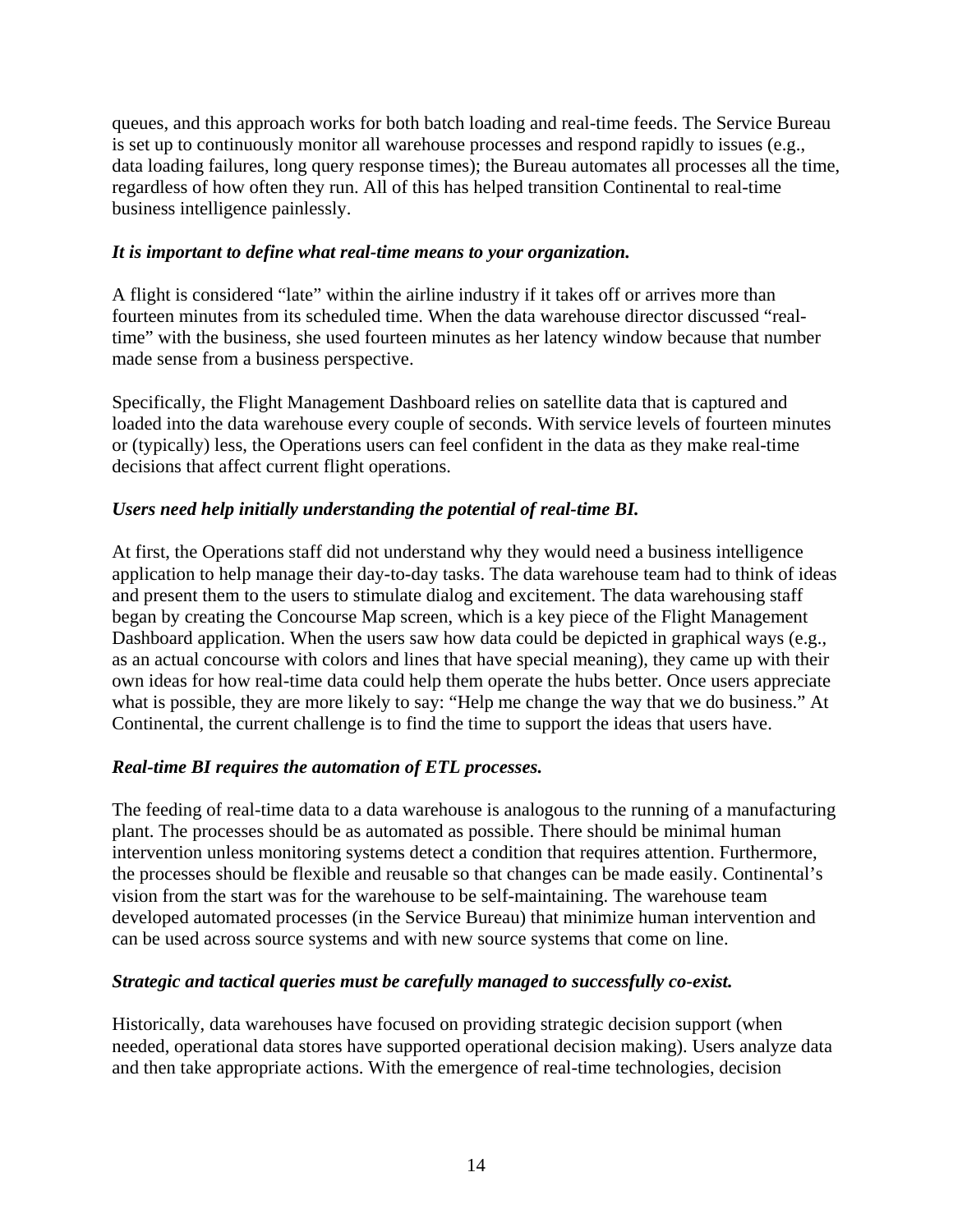queues, and this approach works for both batch loading and real-time feeds. The Service Bureau is set up to continuously monitor all warehouse processes and respond rapidly to issues (e.g., data loading failures, long query response times); the Bureau automates all processes all the time, regardless of how often they run. All of this has helped transition Continental to real-time business intelligence painlessly.

***It is important to define what real-time means to your organization.***

A flight is considered "late" within the airline industry if it takes off or arrives more than fourteen minutes from its scheduled time. When the data warehouse director discussed "real-time" with the business, she used fourteen minutes as her latency window because that number made sense from a business perspective.

Specifically, the Flight Management Dashboard relies on satellite data that is captured and loaded into the data warehouse every couple of seconds. With service levels of fourteen minutes or (typically) less, the Operations users can feel confident in the data as they make real-time decisions that affect current flight operations.

***Users need help initially understanding the potential of real-time BI.***

At first, the Operations staff did not understand why they would need a business intelligence application to help manage their day-to-day tasks. The data warehouse team had to think of ideas and present them to the users to stimulate dialog and excitement. The data warehousing staff began by creating the Concourse Map screen, which is a key piece of the Flight Management Dashboard application. When the users saw how data could be depicted in graphical ways (e.g., as an actual concourse with colors and lines that have special meaning), they came up with their own ideas for how real-time data could help them operate the hubs better. Once users appreciate what is possible, they are more likely to say: "Help me change the way that we do business." At Continental, the current challenge is to find the time to support the ideas that users have.

***Real-time BI requires the automation of ETL processes.***

The feeding of real-time data to a data warehouse is analogous to the running of a manufacturing plant. The processes should be as automated as possible. There should be minimal human intervention unless monitoring systems detect a condition that requires attention. Furthermore, the processes should be flexible and reusable so that changes can be made easily. Continental's vision from the start was for the warehouse to be self-maintaining. The warehouse team developed automated processes (in the Service Bureau) that minimize human intervention and can be used across source systems and with new source systems that come on line.

***Strategic and tactical queries must be carefully managed to successfully co-exist.***

Historically, data warehouses have focused on providing strategic decision support (when needed, operational data stores have supported operational decision making). Users analyze data and then take appropriate actions. With the emergence of real-time technologies, decision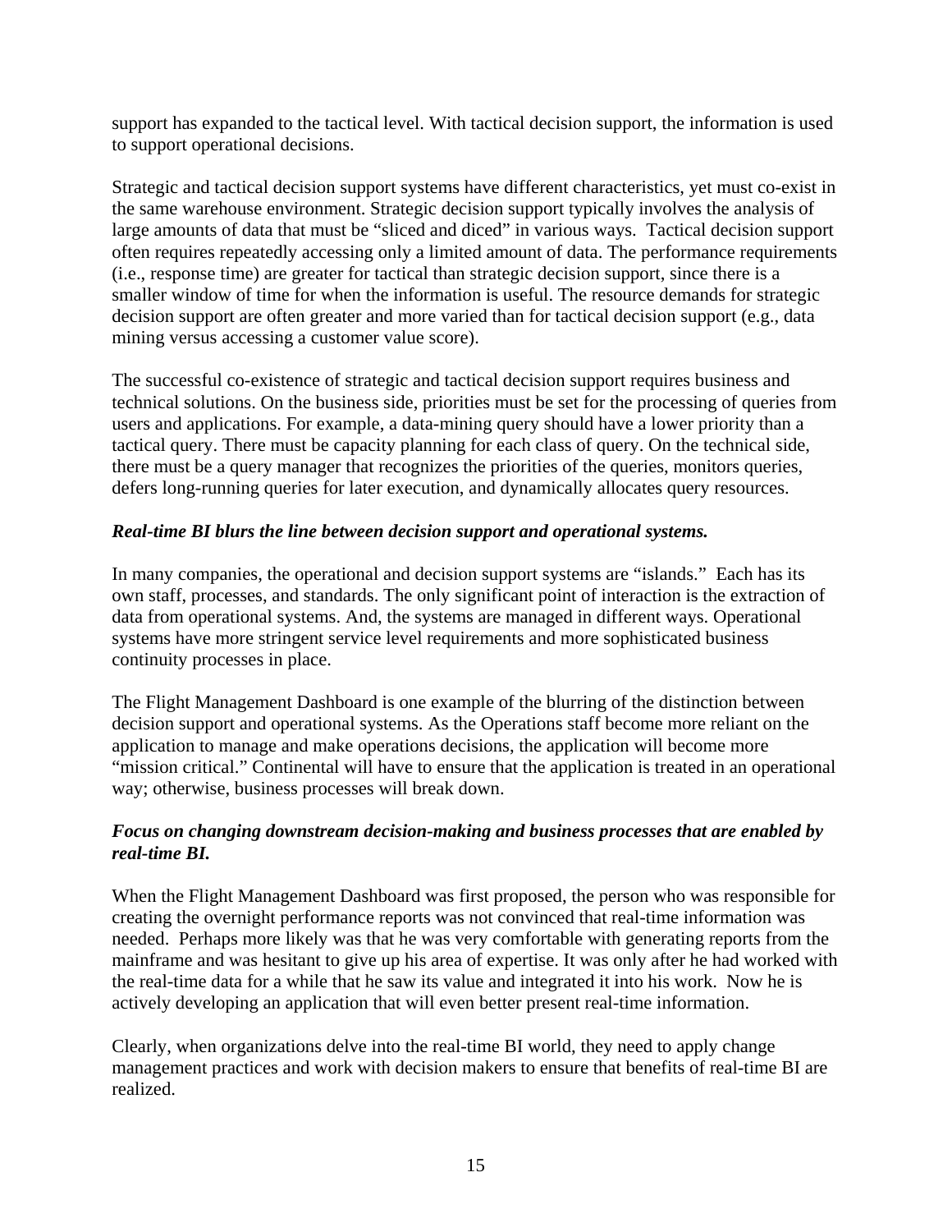support has expanded to the tactical level. With tactical decision support, the information is used to support operational decisions.

Strategic and tactical decision support systems have different characteristics, yet must co-exist in the same warehouse environment. Strategic decision support typically involves the analysis of large amounts of data that must be "sliced and diced" in various ways. Tactical decision support often requires repeatedly accessing only a limited amount of data. The performance requirements (i.e., response time) are greater for tactical than strategic decision support, since there is a smaller window of time for when the information is useful. The resource demands for strategic decision support are often greater and more varied than for tactical decision support (e.g., data mining versus accessing a customer value score).

The successful co-existence of strategic and tactical decision support requires business and technical solutions. On the business side, priorities must be set for the processing of queries from users and applications. For example, a data-mining query should have a lower priority than a tactical query. There must be capacity planning for each class of query. On the technical side, there must be a query manager that recognizes the priorities of the queries, monitors queries, defers long-running queries for later execution, and dynamically allocates query resources.

***Real-time BI blurs the line between decision support and operational systems.***

In many companies, the operational and decision support systems are "islands." Each has its own staff, processes, and standards. The only significant point of interaction is the extraction of data from operational systems. And, the systems are managed in different ways. Operational systems have more stringent service level requirements and more sophisticated business continuity processes in place.

The Flight Management Dashboard is one example of the blurring of the distinction between decision support and operational systems. As the Operations staff become more reliant on the application to manage and make operations decisions, the application will become more "mission critical." Continental will have to ensure that the application is treated in an operational way; otherwise, business processes will break down.

***Focus on changing downstream decision-making and business processes that are enabled by real-time BI.***

When the Flight Management Dashboard was first proposed, the person who was responsible for creating the overnight performance reports was not convinced that real-time information was needed. Perhaps more likely was that he was very comfortable with generating reports from the mainframe and was hesitant to give up his area of expertise. It was only after he had worked with the real-time data for a while that he saw its value and integrated it into his work. Now he is actively developing an application that will even better present real-time information.

Clearly, when organizations delve into the real-time BI world, they need to apply change management practices and work with decision makers to ensure that benefits of real-time BI are realized.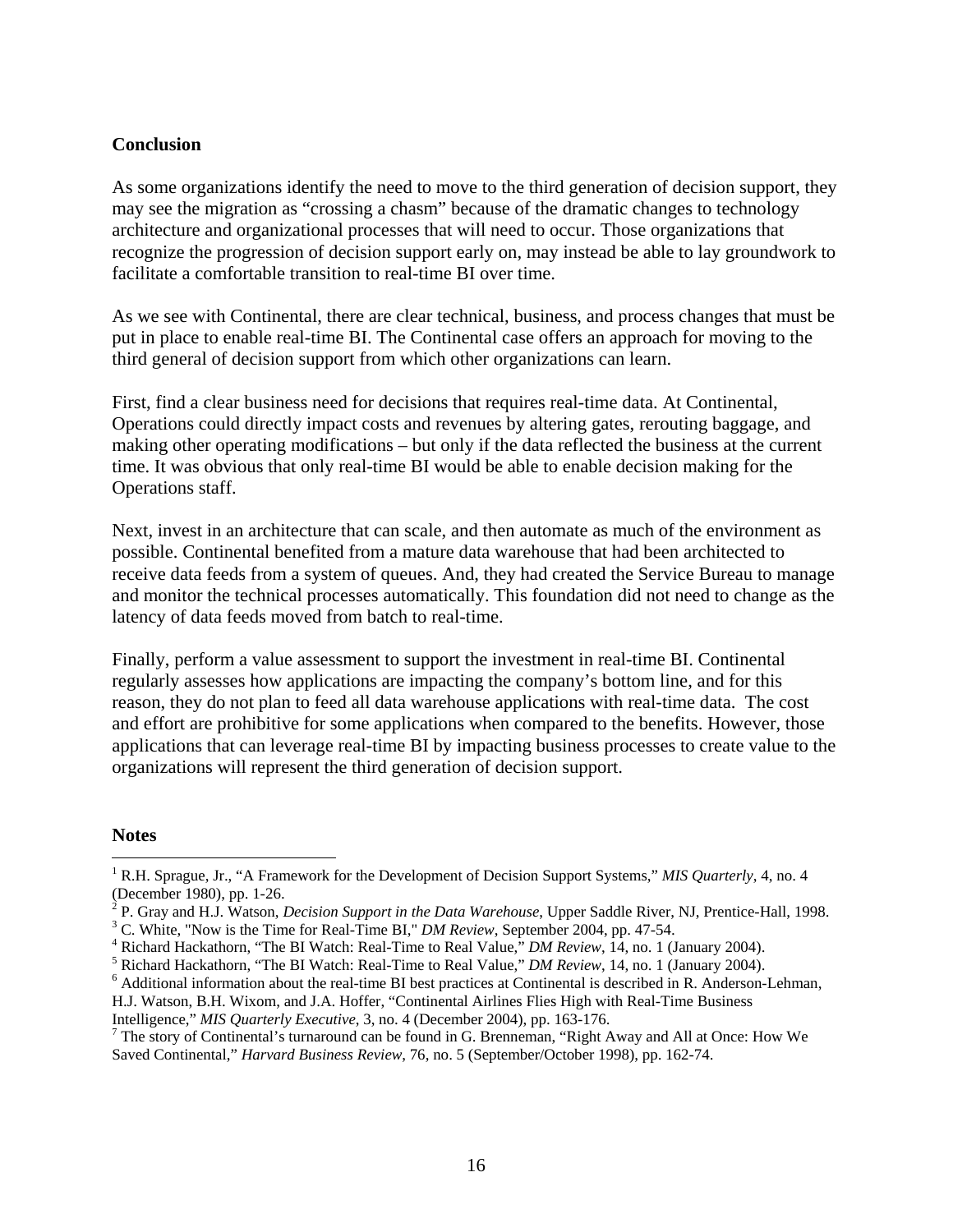**Conclusion**

As some organizations identify the need to move to the third generation of decision support, they may see the migration as "crossing a chasm" because of the dramatic changes to technology architecture and organizational processes that will need to occur. Those organizations that recognize the progression of decision support early on, may instead be able to lay groundwork to facilitate a comfortable transition to real-time BI over time.

As we see with Continental, there are clear technical, business, and process changes that must be put in place to enable real-time BI. The Continental case offers an approach for moving to the third general of decision support from which other organizations can learn.

First, find a clear business need for decisions that requires real-time data. At Continental, Operations could directly impact costs and revenues by altering gates, rerouting baggage, and making other operating modifications – but only if the data reflected the business at the current time. It was obvious that only real-time BI would be able to enable decision making for the Operations staff.

Next, invest in an architecture that can scale, and then automate as much of the environment as possible. Continental benefited from a mature data warehouse that had been architected to receive data feeds from a system of queues. And, they had created the Service Bureau to manage and monitor the technical processes automatically. This foundation did not need to change as the latency of data feeds moved from batch to real-time.

Finally, perform a value assessment to support the investment in real-time BI. Continental regularly assesses how applications are impacting the company's bottom line, and for this reason, they do not plan to feed all data warehouse applications with real-time data. The cost and effort are prohibitive for some applications when compared to the benefits. However, those applications that can leverage real-time BI by impacting business processes to create value to the organizations will represent the third generation of decision support.

**Notes**

[1] R.H. Sprague, Jr., "A Framework for the Development of Decision Support Systems," *MIS Quarterly*, 4, no. 4 (December 1980), pp. 1-26.

[2] P. Gray and H.J. Watson, *Decision Support in the Data Warehouse*, Upper Saddle River, NJ, Prentice-Hall, 1998.

[3] C. White, "Now is the Time for Real-Time BI," *DM Review*, September 2004, pp. 47-54.

[4] Richard Hackathorn, "The BI Watch: Real-Time to Real Value," *DM Review*, 14, no. 1 (January 2004).

[5] Richard Hackathorn, "The BI Watch: Real-Time to Real Value," *DM Review*, 14, no. 1 (January 2004).

[6] Additional information about the real-time BI best practices at Continental is described in R. Anderson-Lehman, H.J. Watson, B.H. Wixom, and J.A. Hoffer, "Continental Airlines Flies High with Real-Time Business Intelligence," *MIS Quarterly Executive*, 3, no. 4 (December 2004), pp. 163-176.

[7] The story of Continental's turnaround can be found in G. Brenneman, "Right Away and All at Once: How We Saved Continental," *Harvard Business Review*, 76, no. 5 (September/October 1998), pp. 162-74.